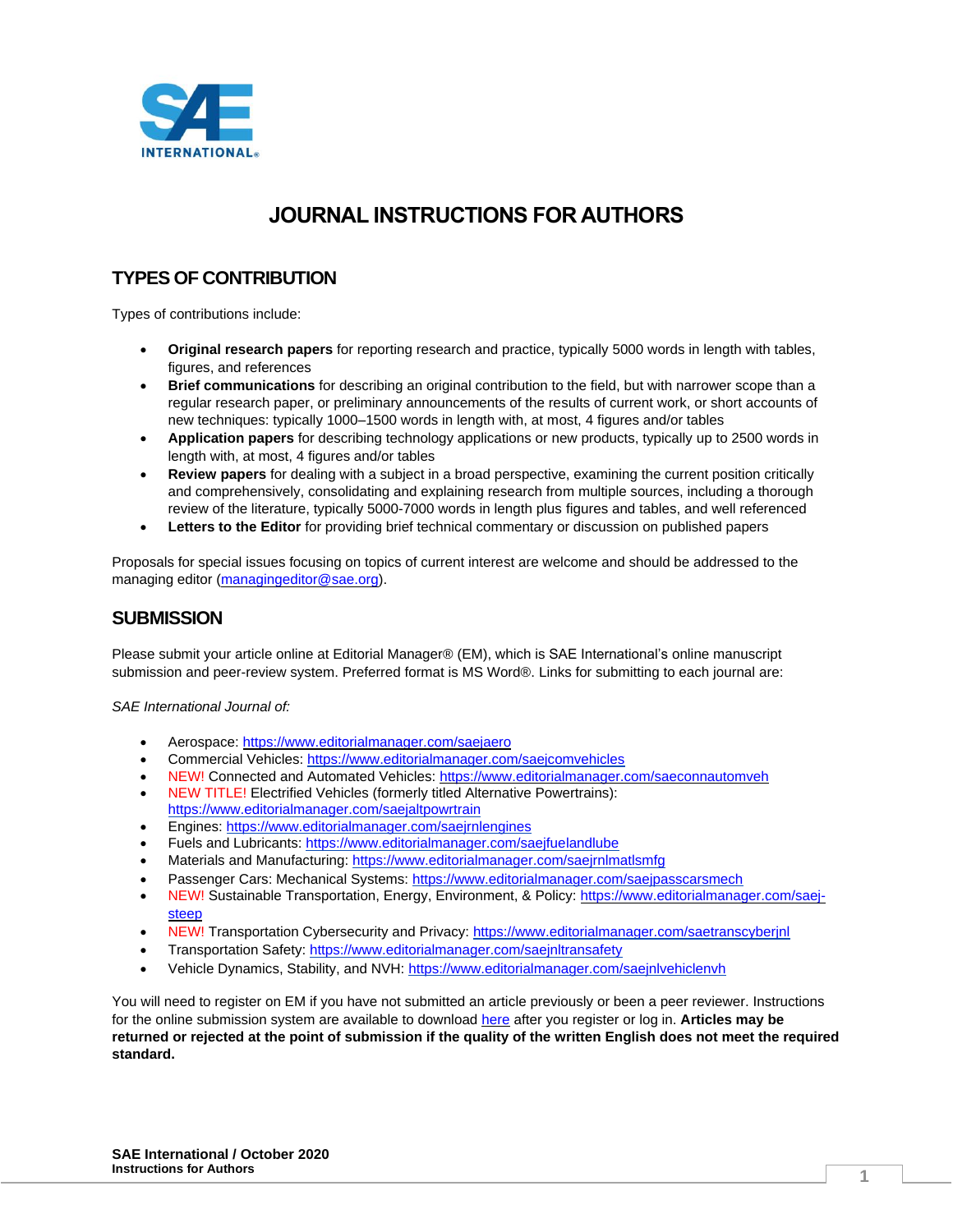# JOURNAL INSTRUCTIONS FOR AUTHORS

## TYPES OF CONTRIBUTION

Types of contributions include:

- **Original research papers** for reporting research and practice, typically 5000 words in length with tables, figures, and references
- **Brief communications** for describing an original contribution to the field, but with narrower scope than a regular research paper, or preliminary announcements of the results of current work, or short accounts of new techniques: typically 1000–1500 words in length with, at most, 4 figures and/or tables
- **Application papers** for describing technology applications or new products, typically up to 2500 words in length with, at most, 4 figures and/or tables
- **Review papers** for dealing with a subject in a broad perspective, examining the current position critically and comprehensively, consolidating and explaining research from multiple sources, including a thorough review of the literature, typically 5000-7000 words in length plus figures and tables, and well referenced
- **Letters to the Editor** for providing brief technical commentary or discussion on published papers

Proposals for special issues focusing on topics of current interest are welcome and should be addressed to the managing editor (managingeditor@sae.org).

## SUBMISSION

Please submit your article online at Editorial Manager® (EM), which is SAE International's online manuscript submission and peer-review system. Preferred format is MS Word®. Links for submitting to each journal are:

*SAE International Journal of:*

- Aerospace: https://www.editorialmanager.com/saejaero
- Commercial Vehicles: https://www.editorialmanager.com/saejcomvehicles
- NEW! Connected and Automated Vehicles: https://www.editorialmanager.com/saeconnautomveh
- NEW TITLE! Electrified Vehicles (formerly titled Alternative Powertrains): https://www.editorialmanager.com/saejaltpowrtrain
- Engines: https://www.editorialmanager.com/saejrnlengines
- Fuels and Lubricants: https://www.editorialmanager.com/saejfuelandlube
- Materials and Manufacturing: https://www.editorialmanager.com/saejrnlmatlsmfg
- Passenger Cars: Mechanical Systems: https://www.editorialmanager.com/saejpasscarsmech
- NEW! Sustainable Transportation, Energy, Environment, & Policy: https://www.editorialmanager.com/saej-steep
- NEW! Transportation Cybersecurity and Privacy: https://www.editorialmanager.com/saetranscyberjnl
- Transportation Safety: https://www.editorialmanager.com/saejnltransafety
- Vehicle Dynamics, Stability, and NVH: https://www.editorialmanager.com/saejnlvehiclenvh

You will need to register on EM if you have not submitted an article previously or been a peer reviewer. Instructions for the online submission system are available to download here after you register or log in. **Articles may be returned or rejected at the point of submission if the quality of the written English does not meet the required standard.**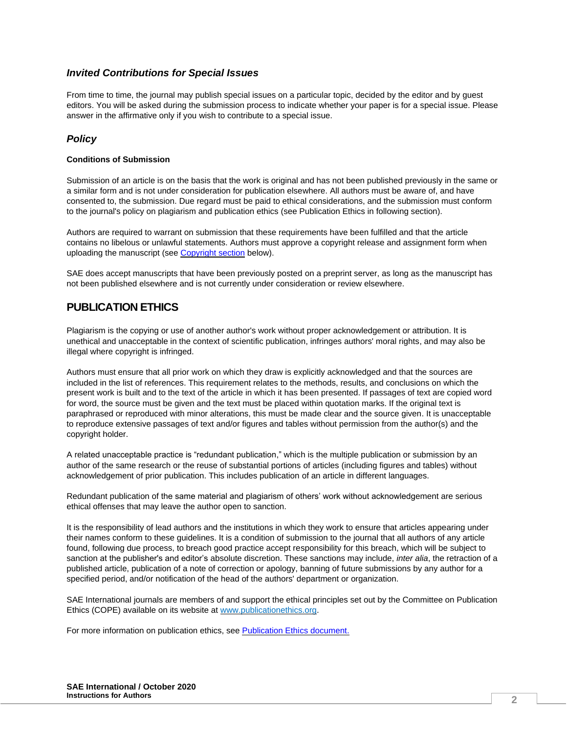### *Invited Contributions for Special Issues*

From time to time, the journal may publish special issues on a particular topic, decided by the editor and by guest editors. You will be asked during the submission process to indicate whether your paper is for a special issue. Please answer in the affirmative only if you wish to contribute to a special issue.

### *Policy*

**Conditions of Submission**

Submission of an article is on the basis that the work is original and has not been published previously in the same or a similar form and is not under consideration for publication elsewhere. All authors must be aware of, and have consented to, the submission. Due regard must be paid to ethical considerations, and the submission must conform to the journal's policy on plagiarism and publication ethics (see Publication Ethics in following section).

Authors are required to warrant on submission that these requirements have been fulfilled and that the article contains no libelous or unlawful statements. Authors must approve a copyright release and assignment form when uploading the manuscript (see Copyright section below).

SAE does accept manuscripts that have been previously posted on a preprint server, as long as the manuscript has not been published elsewhere and is not currently under consideration or review elsewhere.

## PUBLICATION ETHICS

Plagiarism is the copying or use of another author's work without proper acknowledgement or attribution. It is unethical and unacceptable in the context of scientific publication, infringes authors' moral rights, and may also be illegal where copyright is infringed.

Authors must ensure that all prior work on which they draw is explicitly acknowledged and that the sources are included in the list of references. This requirement relates to the methods, results, and conclusions on which the present work is built and to the text of the article in which it has been presented. If passages of text are copied word for word, the source must be given and the text must be placed within quotation marks. If the original text is paraphrased or reproduced with minor alterations, this must be made clear and the source given. It is unacceptable to reproduce extensive passages of text and/or figures and tables without permission from the author(s) and the copyright holder.

A related unacceptable practice is "redundant publication," which is the multiple publication or submission by an author of the same research or the reuse of substantial portions of articles (including figures and tables) without acknowledgement of prior publication. This includes publication of an article in different languages.

Redundant publication of the same material and plagiarism of others' work without acknowledgement are serious ethical offenses that may leave the author open to sanction.

It is the responsibility of lead authors and the institutions in which they work to ensure that articles appearing under their names conform to these guidelines. It is a condition of submission to the journal that all authors of any article found, following due process, to breach good practice accept responsibility for this breach, which will be subject to sanction at the publisher's and editor's absolute discretion. These sanctions may include, *inter alia*, the retraction of a published article, publication of a note of correction or apology, banning of future submissions by any author for a specified period, and/or notification of the head of the authors' department or organization.

SAE International journals are members of and support the ethical principles set out by the Committee on Publication Ethics (COPE) available on its website at www.publicationethics.org.

For more information on publication ethics, see Publication Ethics document.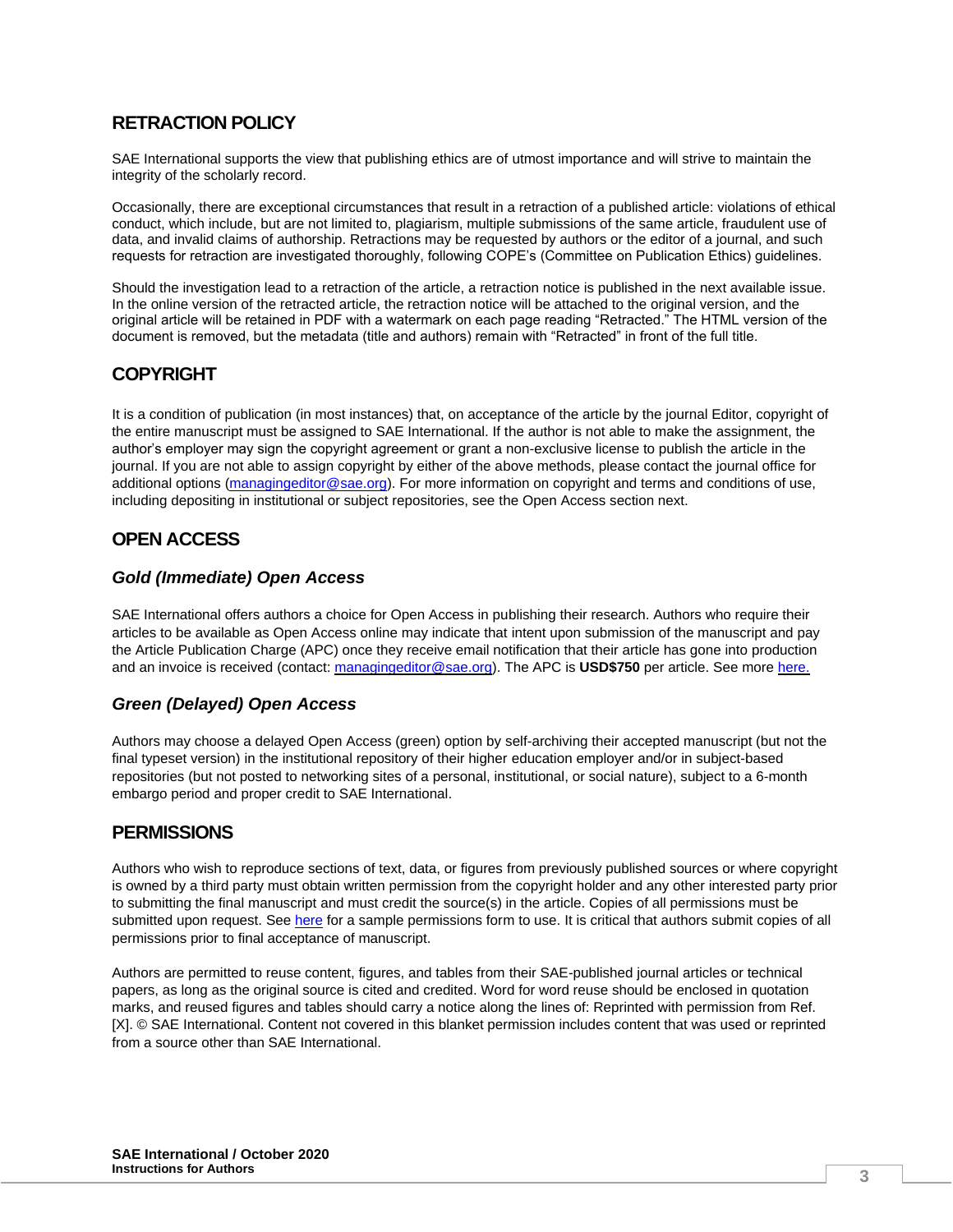## RETRACTION POLICY

SAE International supports the view that publishing ethics are of utmost importance and will strive to maintain the integrity of the scholarly record.

Occasionally, there are exceptional circumstances that result in a retraction of a published article: violations of ethical conduct, which include, but are not limited to, plagiarism, multiple submissions of the same article, fraudulent use of data, and invalid claims of authorship. Retractions may be requested by authors or the editor of a journal, and such requests for retraction are investigated thoroughly, following COPE's (Committee on Publication Ethics) guidelines.

Should the investigation lead to a retraction of the article, a retraction notice is published in the next available issue. In the online version of the retracted article, the retraction notice will be attached to the original version, and the original article will be retained in PDF with a watermark on each page reading "Retracted." The HTML version of the document is removed, but the metadata (title and authors) remain with "Retracted" in front of the full title.

## COPYRIGHT

It is a condition of publication (in most instances) that, on acceptance of the article by the journal Editor, copyright of the entire manuscript must be assigned to SAE International. If the author is not able to make the assignment, the author's employer may sign the copyright agreement or grant a non-exclusive license to publish the article in the journal. If you are not able to assign copyright by either of the above methods, please contact the journal office for additional options (managingeditor@sae.org). For more information on copyright and terms and conditions of use, including depositing in institutional or subject repositories, see the Open Access section next.

## OPEN ACCESS

### *Gold (Immediate) Open Access*

SAE International offers authors a choice for Open Access in publishing their research. Authors who require their articles to be available as Open Access online may indicate that intent upon submission of the manuscript and pay the Article Publication Charge (APC) once they receive email notification that their article has gone into production and an invoice is received (contact: managingeditor@sae.org). The APC is **USD$750** per article. See more here.

### *Green (Delayed) Open Access*

Authors may choose a delayed Open Access (green) option by self-archiving their accepted manuscript (but not the final typeset version) in the institutional repository of their higher education employer and/or in subject-based repositories (but not posted to networking sites of a personal, institutional, or social nature), subject to a 6-month embargo period and proper credit to SAE International.

## PERMISSIONS

Authors who wish to reproduce sections of text, data, or figures from previously published sources or where copyright is owned by a third party must obtain written permission from the copyright holder and any other interested party prior to submitting the final manuscript and must credit the source(s) in the article. Copies of all permissions must be submitted upon request. See here for a sample permissions form to use. It is critical that authors submit copies of all permissions prior to final acceptance of manuscript.

Authors are permitted to reuse content, figures, and tables from their SAE-published journal articles or technical papers, as long as the original source is cited and credited. Word for word reuse should be enclosed in quotation marks, and reused figures and tables should carry a notice along the lines of: Reprinted with permission from Ref. [X]. © SAE International. Content not covered in this blanket permission includes content that was used or reprinted from a source other than SAE International.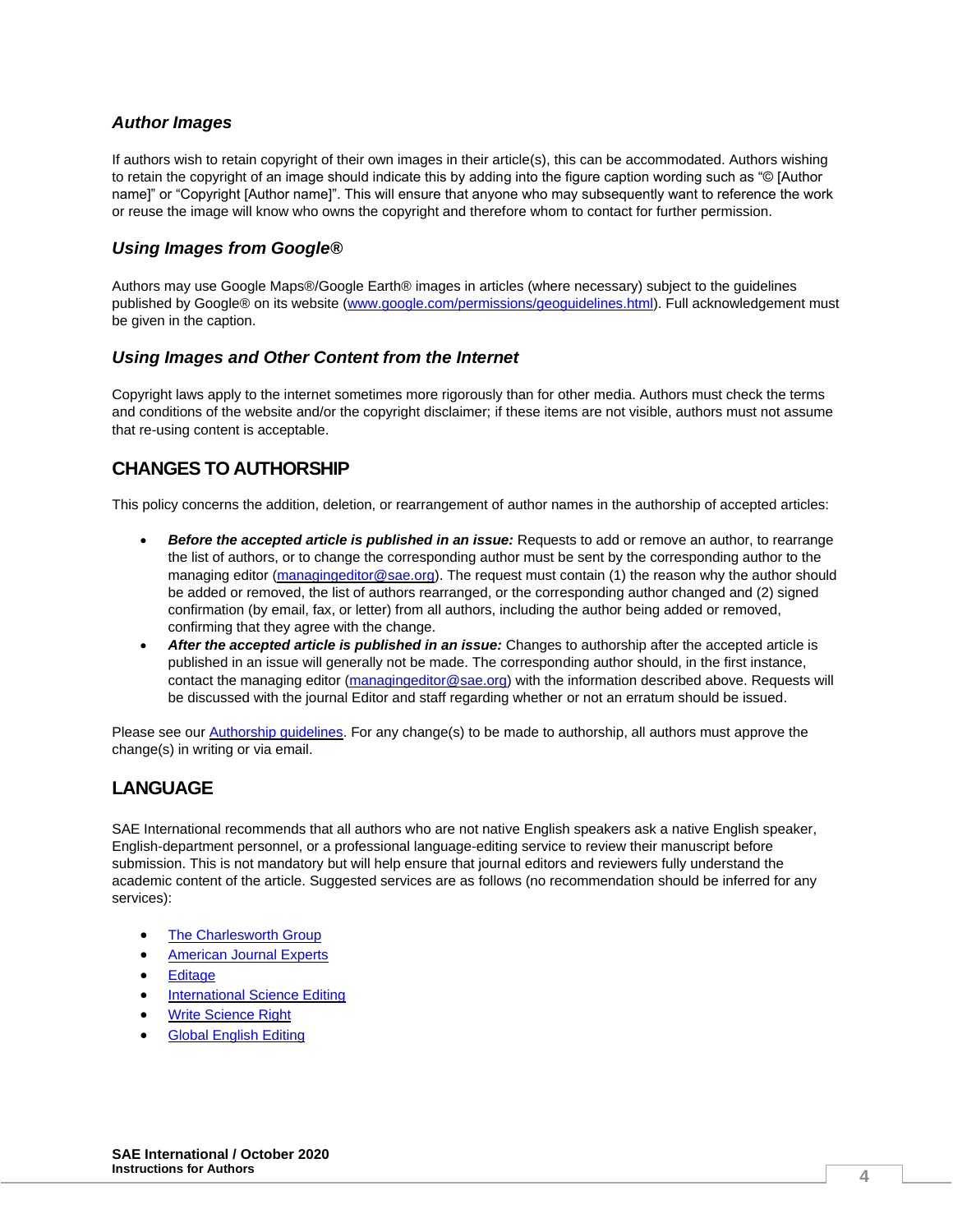### *Author Images*

If authors wish to retain copyright of their own images in their article(s), this can be accommodated. Authors wishing to retain the copyright of an image should indicate this by adding into the figure caption wording such as "© [Author name]" or "Copyright [Author name]". This will ensure that anyone who may subsequently want to reference the work or reuse the image will know who owns the copyright and therefore whom to contact for further permission.

### *Using Images from Google®*

Authors may use Google Maps®/Google Earth® images in articles (where necessary) subject to the guidelines published by Google® on its website (www.google.com/permissions/geoguidelines.html). Full acknowledgement must be given in the caption.

### *Using Images and Other Content from the Internet*

Copyright laws apply to the internet sometimes more rigorously than for other media. Authors must check the terms and conditions of the website and/or the copyright disclaimer; if these items are not visible, authors must not assume that re-using content is acceptable.

## CHANGES TO AUTHORSHIP

This policy concerns the addition, deletion, or rearrangement of author names in the authorship of accepted articles:

- ***Before the accepted article is published in an issue:*** Requests to add or remove an author, to rearrange the list of authors, or to change the corresponding author must be sent by the corresponding author to the managing editor (managingeditor@sae.org). The request must contain (1) the reason why the author should be added or removed, the list of authors rearranged, or the corresponding author changed and (2) signed confirmation (by email, fax, or letter) from all authors, including the author being added or removed, confirming that they agree with the change.
- ***After the accepted article is published in an issue:*** Changes to authorship after the accepted article is published in an issue will generally not be made. The corresponding author should, in the first instance, contact the managing editor (managingeditor@sae.org) with the information described above. Requests will be discussed with the journal Editor and staff regarding whether or not an erratum should be issued.

Please see our Authorship guidelines. For any change(s) to be made to authorship, all authors must approve the change(s) in writing or via email.

## LANGUAGE

SAE International recommends that all authors who are not native English speakers ask a native English speaker, English-department personnel, or a professional language-editing service to review their manuscript before submission. This is not mandatory but will help ensure that journal editors and reviewers fully understand the academic content of the article. Suggested services are as follows (no recommendation should be inferred for any services):

- The Charlesworth Group
- American Journal Experts
- Editage
- International Science Editing
- Write Science Right
- Global English Editing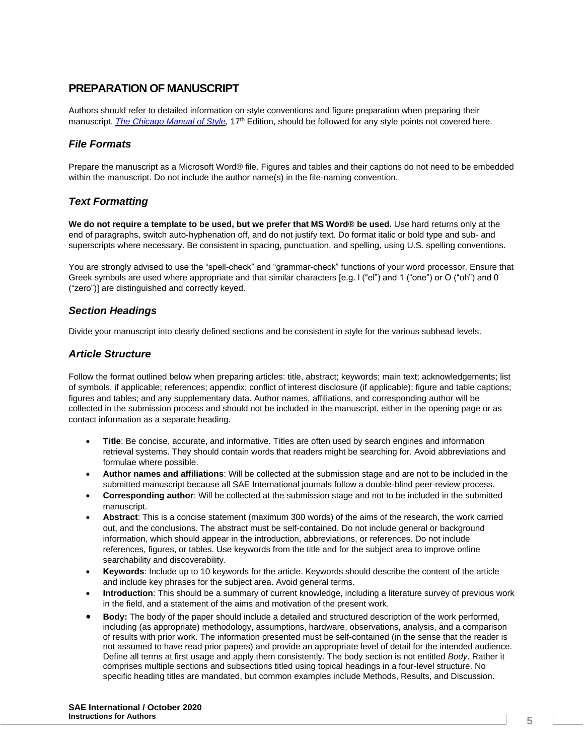## PREPARATION OF MANUSCRIPT

Authors should refer to detailed information on style conventions and figure preparation when preparing their manuscript. *The Chicago Manual of Style,* 17th Edition, should be followed for any style points not covered here.

### *File Formats*

Prepare the manuscript as a Microsoft Word® file. Figures and tables and their captions do not need to be embedded within the manuscript. Do not include the author name(s) in the file-naming convention.

### *Text Formatting*

**We do not require a template to be used, but we prefer that MS Word® be used.** Use hard returns only at the end of paragraphs, switch auto-hyphenation off, and do not justify text. Do format italic or bold type and sub- and superscripts where necessary. Be consistent in spacing, punctuation, and spelling, using U.S. spelling conventions.

You are strongly advised to use the "spell-check" and "grammar-check" functions of your word processor. Ensure that Greek symbols are used where appropriate and that similar characters [e.g. l ("el") and 1 ("one") or O ("oh") and 0 ("zero")] are distinguished and correctly keyed.

### *Section Headings*

Divide your manuscript into clearly defined sections and be consistent in style for the various subhead levels.

### *Article Structure*

Follow the format outlined below when preparing articles: title, abstract; keywords; main text; acknowledgements; list of symbols, if applicable; references; appendix; conflict of interest disclosure (if applicable); figure and table captions; figures and tables; and any supplementary data. Author names, affiliations, and corresponding author will be collected in the submission process and should not be included in the manuscript, either in the opening page or as contact information as a separate heading.

- **Title**: Be concise, accurate, and informative. Titles are often used by search engines and information retrieval systems. They should contain words that readers might be searching for. Avoid abbreviations and formulae where possible.
- **Author names and affiliations**: Will be collected at the submission stage and are not to be included in the submitted manuscript because all SAE International journals follow a double-blind peer-review process.
- **Corresponding author**: Will be collected at the submission stage and not to be included in the submitted manuscript.
- **Abstract**: This is a concise statement (maximum 300 words) of the aims of the research, the work carried out, and the conclusions. The abstract must be self-contained. Do not include general or background information, which should appear in the introduction, abbreviations, or references. Do not include references, figures, or tables. Use keywords from the title and for the subject area to improve online searchability and discoverability.
- **Keywords**: Include up to 10 keywords for the article. Keywords should describe the content of the article and include key phrases for the subject area. Avoid general terms.
- **Introduction**: This should be a summary of current knowledge, including a literature survey of previous work in the field, and a statement of the aims and motivation of the present work.
- **Body:** The body of the paper should include a detailed and structured description of the work performed, including (as appropriate) methodology, assumptions, hardware, observations, analysis, and a comparison of results with prior work. The information presented must be self-contained (in the sense that the reader is not assumed to have read prior papers) and provide an appropriate level of detail for the intended audience. Define all terms at first usage and apply them consistently. The body section is not entitled *Body*. Rather it comprises multiple sections and subsections titled using topical headings in a four-level structure. No specific heading titles are mandated, but common examples include Methods, Results, and Discussion.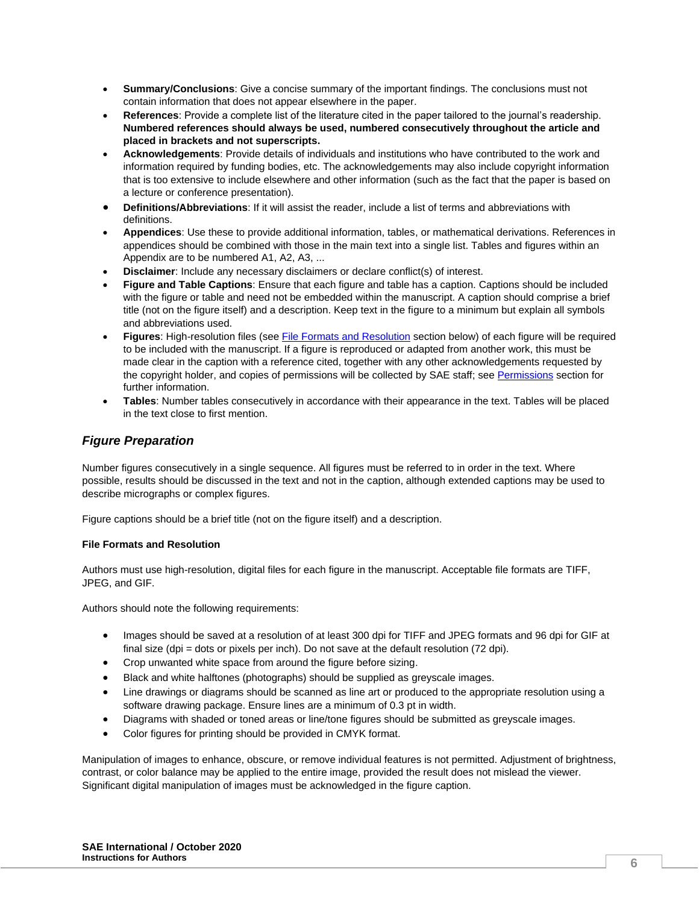- **Summary/Conclusions**: Give a concise summary of the important findings. The conclusions must not contain information that does not appear elsewhere in the paper.
- **References**: Provide a complete list of the literature cited in the paper tailored to the journal's readership. **Numbered references should always be used, numbered consecutively throughout the article and placed in brackets and not superscripts.**
- **Acknowledgements**: Provide details of individuals and institutions who have contributed to the work and information required by funding bodies, etc. The acknowledgements may also include copyright information that is too extensive to include elsewhere and other information (such as the fact that the paper is based on a lecture or conference presentation).
- **Definitions/Abbreviations**: If it will assist the reader, include a list of terms and abbreviations with definitions.
- **Appendices**: Use these to provide additional information, tables, or mathematical derivations. References in appendices should be combined with those in the main text into a single list. Tables and figures within an Appendix are to be numbered A1, A2, A3, ...
- **Disclaimer**: Include any necessary disclaimers or declare conflict(s) of interest.
- **Figure and Table Captions**: Ensure that each figure and table has a caption. Captions should be included with the figure or table and need not be embedded within the manuscript. A caption should comprise a brief title (not on the figure itself) and a description. Keep text in the figure to a minimum but explain all symbols and abbreviations used.
- **Figures**: High-resolution files (see File Formats and Resolution section below) of each figure will be required to be included with the manuscript. If a figure is reproduced or adapted from another work, this must be made clear in the caption with a reference cited, together with any other acknowledgements requested by the copyright holder, and copies of permissions will be collected by SAE staff; see Permissions section for further information.
- **Tables**: Number tables consecutively in accordance with their appearance in the text. Tables will be placed in the text close to first mention.

## *Figure Preparation*

Number figures consecutively in a single sequence. All figures must be referred to in order in the text. Where possible, results should be discussed in the text and not in the caption, although extended captions may be used to describe micrographs or complex figures.

Figure captions should be a brief title (not on the figure itself) and a description.

### File Formats and Resolution

Authors must use high-resolution, digital files for each figure in the manuscript. Acceptable file formats are TIFF, JPEG, and GIF.

Authors should note the following requirements:

- Images should be saved at a resolution of at least 300 dpi for TIFF and JPEG formats and 96 dpi for GIF at final size (dpi = dots or pixels per inch). Do not save at the default resolution (72 dpi).
- Crop unwanted white space from around the figure before sizing.
- Black and white halftones (photographs) should be supplied as greyscale images.
- Line drawings or diagrams should be scanned as line art or produced to the appropriate resolution using a software drawing package. Ensure lines are a minimum of 0.3 pt in width.
- Diagrams with shaded or toned areas or line/tone figures should be submitted as greyscale images.
- Color figures for printing should be provided in CMYK format.

Manipulation of images to enhance, obscure, or remove individual features is not permitted. Adjustment of brightness, contrast, or color balance may be applied to the entire image, provided the result does not mislead the viewer. Significant digital manipulation of images must be acknowledged in the figure caption.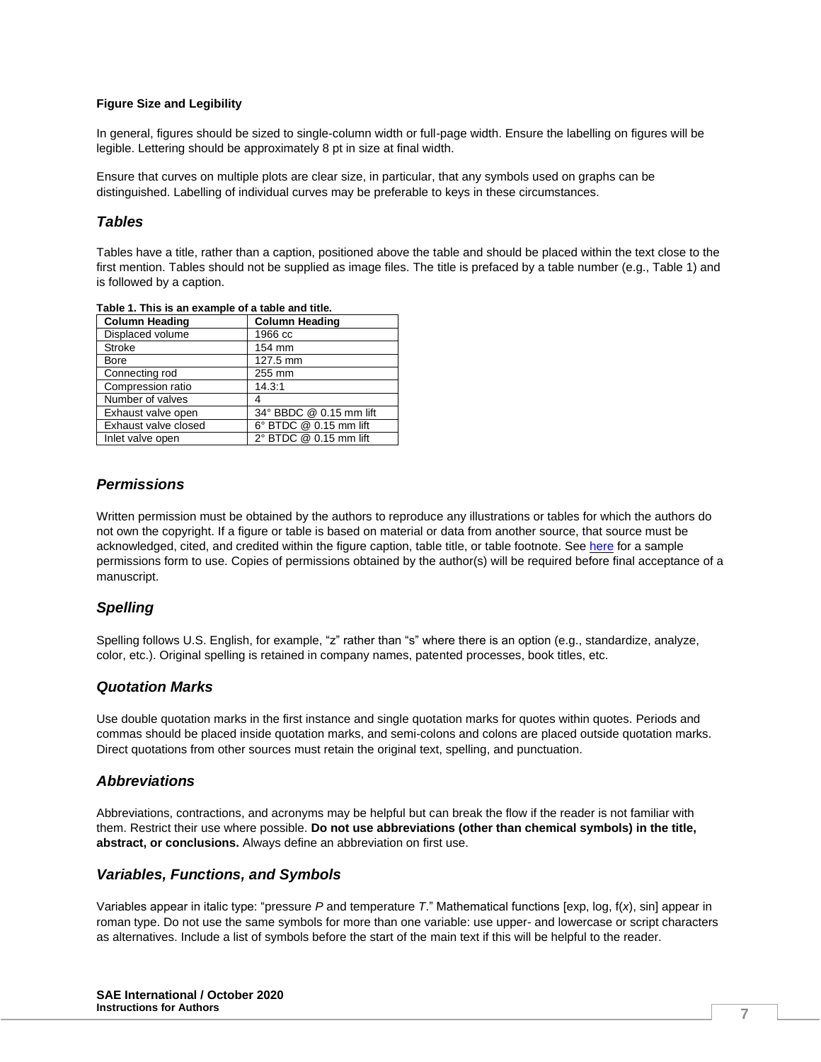**Figure Size and Legibility**

In general, figures should be sized to single-column width or full-page width. Ensure the labelling on figures will be legible. Lettering should be approximately 8 pt in size at final width.

Ensure that curves on multiple plots are clear size, in particular, that any symbols used on graphs can be distinguished. Labelling of individual curves may be preferable to keys in these circumstances.

## *Tables*

Tables have a title, rather than a caption, positioned above the table and should be placed within the text close to the first mention. Tables should not be supplied as image files. The title is prefaced by a table number (e.g., Table 1) and is followed by a caption.

**Table 1. This is an example of a table and title.**

| Column Heading | Column Heading |
|---|---|
| Displaced volume | 1966 cc |
| Stroke | 154 mm |
| Bore | 127.5 mm |
| Connecting rod | 255 mm |
| Compression ratio | 14.3:1 |
| Number of valves | 4 |
| Exhaust valve open | 34° BBDC @ 0.15 mm lift |
| Exhaust valve closed | 6° BTDC @ 0.15 mm lift |
| Inlet valve open | 2° BTDC @ 0.15 mm lift |

## *Permissions*

Written permission must be obtained by the authors to reproduce any illustrations or tables for which the authors do not own the copyright. If a figure or table is based on material or data from another source, that source must be acknowledged, cited, and credited within the figure caption, table title, or table footnote. See here for a sample permissions form to use. Copies of permissions obtained by the author(s) will be required before final acceptance of a manuscript.

## *Spelling*

Spelling follows U.S. English, for example, "z" rather than "s" where there is an option (e.g., standardize, analyze, color, etc.). Original spelling is retained in company names, patented processes, book titles, etc.

## *Quotation Marks*

Use double quotation marks in the first instance and single quotation marks for quotes within quotes. Periods and commas should be placed inside quotation marks, and semi-colons and colons are placed outside quotation marks. Direct quotations from other sources must retain the original text, spelling, and punctuation.

## *Abbreviations*

Abbreviations, contractions, and acronyms may be helpful but can break the flow if the reader is not familiar with them. Restrict their use where possible. **Do not use abbreviations (other than chemical symbols) in the title, abstract, or conclusions.** Always define an abbreviation on first use.

## *Variables, Functions, and Symbols*

Variables appear in italic type: "pressure $P$ and temperature $T$." Mathematical functions [exp, log, f($x$), sin] appear in roman type. Do not use the same symbols for more than one variable: use upper- and lowercase or script characters as alternatives. Include a list of symbols before the start of the main text if this will be helpful to the reader.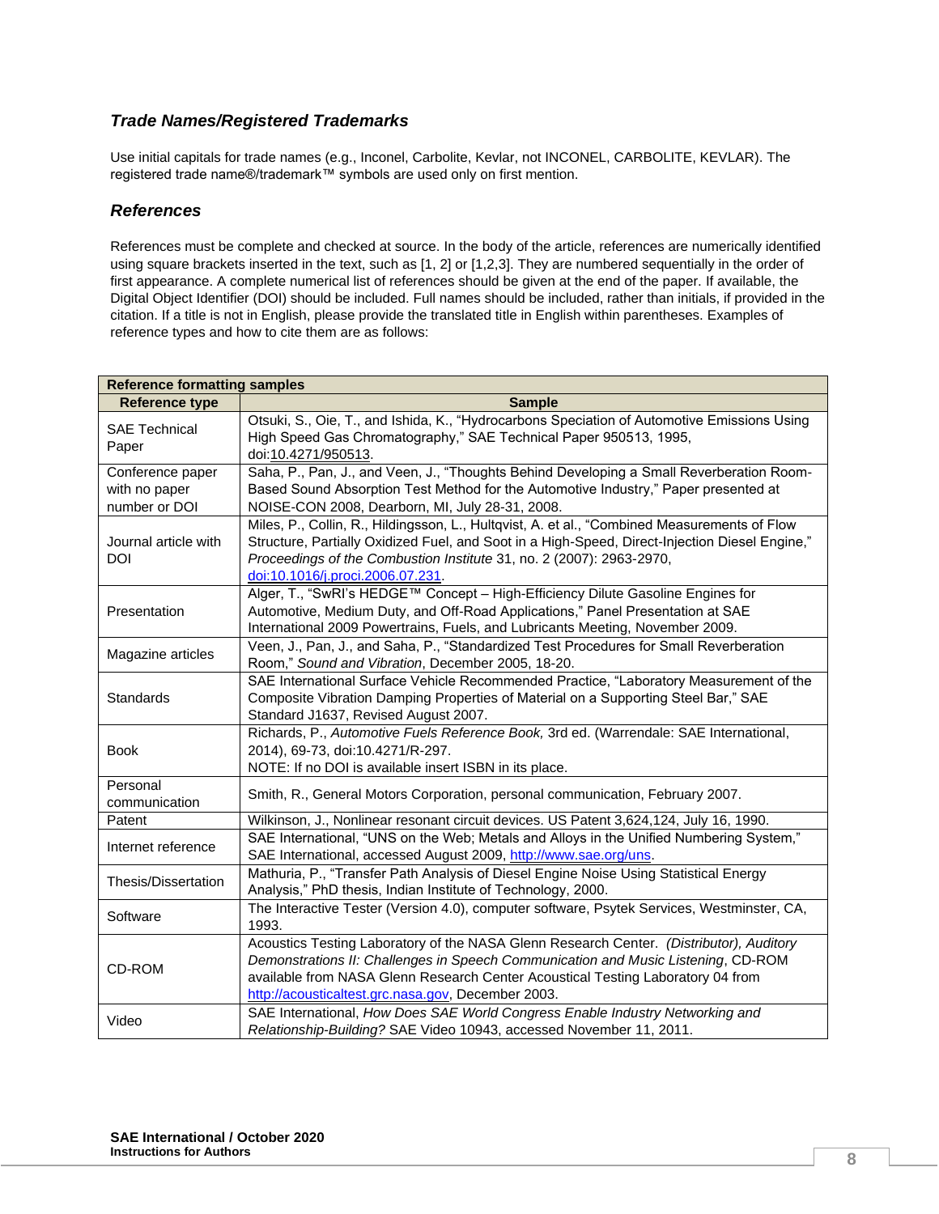### *Trade Names/Registered Trademarks*

Use initial capitals for trade names (e.g., Inconel, Carbolite, Kevlar, not INCONEL, CARBOLITE, KEVLAR). The registered trade name®/trademark™ symbols are used only on first mention.

### *References*

References must be complete and checked at source. In the body of the article, references are numerically identified using square brackets inserted in the text, such as [1, 2] or [1,2,3]. They are numbered sequentially in the order of first appearance. A complete numerical list of references should be given at the end of the paper. If available, the Digital Object Identifier (DOI) should be included. Full names should be included, rather than initials, if provided in the citation. If a title is not in English, please provide the translated title in English within parentheses. Examples of reference types and how to cite them are as follows:

| **Reference formatting samples** | |
|---|---|
| **Reference type** | **Sample** |
| SAE Technical Paper | Otsuki, S., Oie, T., and Ishida, K., "Hydrocarbons Speciation of Automotive Emissions Using High Speed Gas Chromatography," SAE Technical Paper 950513, 1995, doi:10.4271/950513. |
| Conference paper with no paper number or DOI | Saha, P., Pan, J., and Veen, J., "Thoughts Behind Developing a Small Reverberation Room-Based Sound Absorption Test Method for the Automotive Industry," Paper presented at NOISE-CON 2008, Dearborn, MI, July 28-31, 2008. |
| Journal article with DOI | Miles, P., Collin, R., Hildingsson, L., Hultqvist, A. et al., "Combined Measurements of Flow Structure, Partially Oxidized Fuel, and Soot in a High-Speed, Direct-Injection Diesel Engine," *Proceedings of the Combustion Institute* 31, no. 2 (2007): 2963-2970, doi:10.1016/j.proci.2006.07.231. |
| Presentation | Alger, T., "SwRI's HEDGE™ Concept – High-Efficiency Dilute Gasoline Engines for Automotive, Medium Duty, and Off-Road Applications," Panel Presentation at SAE International 2009 Powertrains, Fuels, and Lubricants Meeting, November 2009. |
| Magazine articles | Veen, J., Pan, J., and Saha, P., "Standardized Test Procedures for Small Reverberation Room," *Sound and Vibration*, December 2005, 18-20. |
| Standards | SAE International Surface Vehicle Recommended Practice, "Laboratory Measurement of the Composite Vibration Damping Properties of Material on a Supporting Steel Bar," SAE Standard J1637, Revised August 2007. |
| Book | Richards, P., *Automotive Fuels Reference Book,* 3rd ed. (Warrendale: SAE International, 2014), 69-73, doi:10.4271/R-297.<br>NOTE: If no DOI is available insert ISBN in its place. |
| Personal communication | Smith, R., General Motors Corporation, personal communication, February 2007. |
| Patent | Wilkinson, J., Nonlinear resonant circuit devices. US Patent 3,624,124, July 16, 1990. |
| Internet reference | SAE International, "UNS on the Web; Metals and Alloys in the Unified Numbering System," SAE International, accessed August 2009, http://www.sae.org/uns. |
| Thesis/Dissertation | Mathuria, P., "Transfer Path Analysis of Diesel Engine Noise Using Statistical Energy Analysis," PhD thesis, Indian Institute of Technology, 2000. |
| Software | The Interactive Tester (Version 4.0), computer software, Psytek Services, Westminster, CA, 1993. |
| CD-ROM | Acoustics Testing Laboratory of the NASA Glenn Research Center. *(Distributor), Auditory Demonstrations II: Challenges in Speech Communication and Music Listening*, CD-ROM available from NASA Glenn Research Center Acoustical Testing Laboratory 04 from http://acousticaltest.grc.nasa.gov, December 2003. |
| Video | SAE International, *How Does SAE World Congress Enable Industry Networking and Relationship-Building?* SAE Video 10943, accessed November 11, 2011. |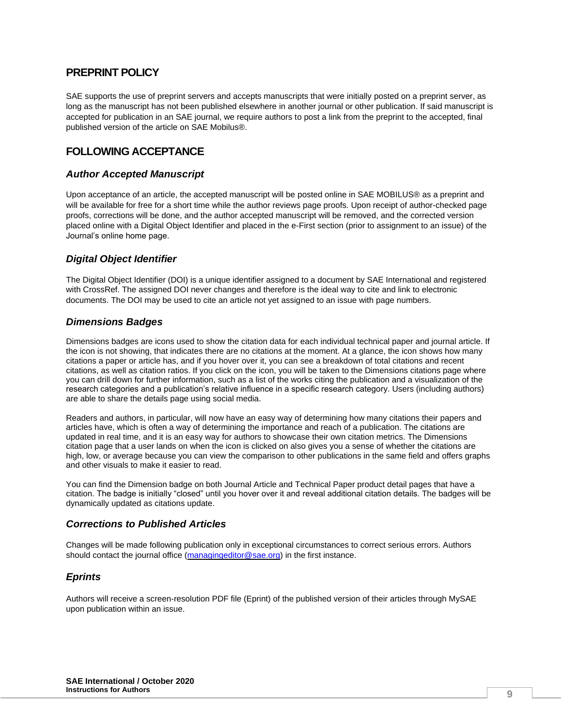## PREPRINT POLICY

SAE supports the use of preprint servers and accepts manuscripts that were initially posted on a preprint server, as long as the manuscript has not been published elsewhere in another journal or other publication. If said manuscript is accepted for publication in an SAE journal, we require authors to post a link from the preprint to the accepted, final published version of the article on SAE Mobilus®.

## FOLLOWING ACCEPTANCE

### *Author Accepted Manuscript*

Upon acceptance of an article, the accepted manuscript will be posted online in SAE MOBILUS® as a preprint and will be available for free for a short time while the author reviews page proofs. Upon receipt of author-checked page proofs, corrections will be done, and the author accepted manuscript will be removed, and the corrected version placed online with a Digital Object Identifier and placed in the e-First section (prior to assignment to an issue) of the Journal's online home page.

### *Digital Object Identifier*

The Digital Object Identifier (DOI) is a unique identifier assigned to a document by SAE International and registered with CrossRef. The assigned DOI never changes and therefore is the ideal way to cite and link to electronic documents. The DOI may be used to cite an article not yet assigned to an issue with page numbers.

### *Dimensions Badges*

Dimensions badges are icons used to show the citation data for each individual technical paper and journal article. If the icon is not showing, that indicates there are no citations at the moment. At a glance, the icon shows how many citations a paper or article has, and if you hover over it, you can see a breakdown of total citations and recent citations, as well as citation ratios. If you click on the icon, you will be taken to the Dimensions citations page where you can drill down for further information, such as a list of the works citing the publication and a visualization of the research categories and a publication's relative influence in a specific research category. Users (including authors) are able to share the details page using social media.

Readers and authors, in particular, will now have an easy way of determining how many citations their papers and articles have, which is often a way of determining the importance and reach of a publication. The citations are updated in real time, and it is an easy way for authors to showcase their own citation metrics. The Dimensions citation page that a user lands on when the icon is clicked on also gives you a sense of whether the citations are high, low, or average because you can view the comparison to other publications in the same field and offers graphs and other visuals to make it easier to read.

You can find the Dimension badge on both Journal Article and Technical Paper product detail pages that have a citation. The badge is initially "closed" until you hover over it and reveal additional citation details. The badges will be dynamically updated as citations update.

### *Corrections to Published Articles*

Changes will be made following publication only in exceptional circumstances to correct serious errors. Authors should contact the journal office (managingeditor@sae.org) in the first instance.

### *Eprints*

Authors will receive a screen-resolution PDF file (Eprint) of the published version of their articles through MySAE upon publication within an issue.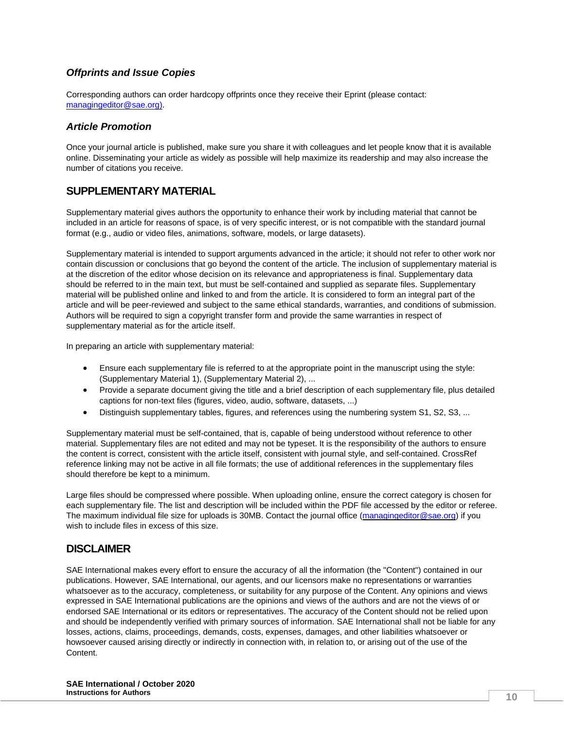### *Offprints and Issue Copies*

Corresponding authors can order hardcopy offprints once they receive their Eprint (please contact: managingeditor@sae.org).

### *Article Promotion*

Once your journal article is published, make sure you share it with colleagues and let people know that it is available online. Disseminating your article as widely as possible will help maximize its readership and may also increase the number of citations you receive.

## SUPPLEMENTARY MATERIAL

Supplementary material gives authors the opportunity to enhance their work by including material that cannot be included in an article for reasons of space, is of very specific interest, or is not compatible with the standard journal format (e.g., audio or video files, animations, software, models, or large datasets).

Supplementary material is intended to support arguments advanced in the article; it should not refer to other work nor contain discussion or conclusions that go beyond the content of the article. The inclusion of supplementary material is at the discretion of the editor whose decision on its relevance and appropriateness is final. Supplementary data should be referred to in the main text, but must be self-contained and supplied as separate files. Supplementary material will be published online and linked to and from the article. It is considered to form an integral part of the article and will be peer-reviewed and subject to the same ethical standards, warranties, and conditions of submission. Authors will be required to sign a copyright transfer form and provide the same warranties in respect of supplementary material as for the article itself.

In preparing an article with supplementary material:

- Ensure each supplementary file is referred to at the appropriate point in the manuscript using the style: (Supplementary Material 1), (Supplementary Material 2), ...
- Provide a separate document giving the title and a brief description of each supplementary file, plus detailed captions for non-text files (figures, video, audio, software, datasets, ...)
- Distinguish supplementary tables, figures, and references using the numbering system S1, S2, S3, ...

Supplementary material must be self-contained, that is, capable of being understood without reference to other material. Supplementary files are not edited and may not be typeset. It is the responsibility of the authors to ensure the content is correct, consistent with the article itself, consistent with journal style, and self-contained. CrossRef reference linking may not be active in all file formats; the use of additional references in the supplementary files should therefore be kept to a minimum.

Large files should be compressed where possible. When uploading online, ensure the correct category is chosen for each supplementary file. The list and description will be included within the PDF file accessed by the editor or referee. The maximum individual file size for uploads is 30MB. Contact the journal office (managingeditor@sae.org) if you wish to include files in excess of this size.

## DISCLAIMER

SAE International makes every effort to ensure the accuracy of all the information (the "Content") contained in our publications. However, SAE International, our agents, and our licensors make no representations or warranties whatsoever as to the accuracy, completeness, or suitability for any purpose of the Content. Any opinions and views expressed in SAE International publications are the opinions and views of the authors and are not the views of or endorsed SAE International or its editors or representatives. The accuracy of the Content should not be relied upon and should be independently verified with primary sources of information. SAE International shall not be liable for any losses, actions, claims, proceedings, demands, costs, expenses, damages, and other liabilities whatsoever or howsoever caused arising directly or indirectly in connection with, in relation to, or arising out of the use of the Content.